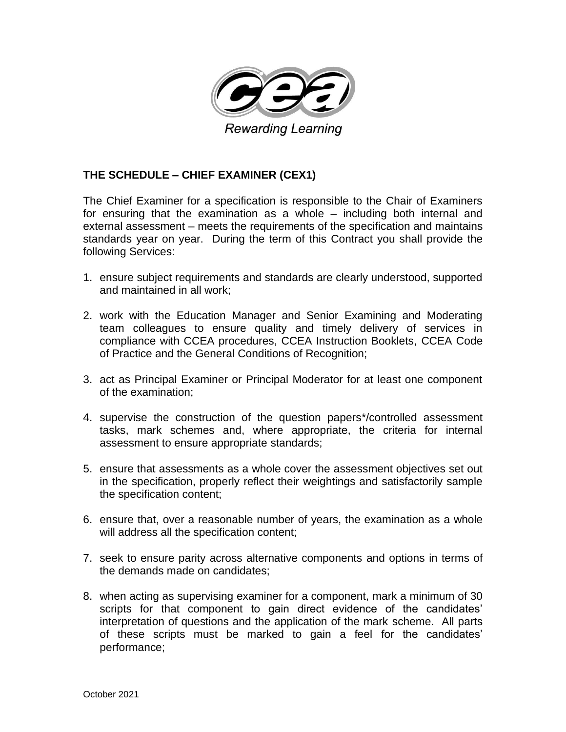Rewarding Learning

## THE SCHEDULE – CHIEF EXAMINER (CEX1)

The Chief Examiner for a specification is responsible to the Chair of Examiners for ensuring that the examination as a whole – including both internal and external assessment – meets the requirements of the specification and maintains standards year on year. During the term of this Contract you shall provide the following Services:

1. ensure subject requirements and standards are clearly understood, supported and maintained in all work;

2. work with the Education Manager and Senior Examining and Moderating team colleagues to ensure quality and timely delivery of services in compliance with CCEA procedures, CCEA Instruction Booklets, CCEA Code of Practice and the General Conditions of Recognition;

3. act as Principal Examiner or Principal Moderator for at least one component of the examination;

4. supervise the construction of the question papers*/controlled assessment tasks, mark schemes and, where appropriate, the criteria for internal assessment to ensure appropriate standards;

5. ensure that assessments as a whole cover the assessment objectives set out in the specification, properly reflect their weightings and satisfactorily sample the specification content;

6. ensure that, over a reasonable number of years, the examination as a whole will address all the specification content;

7. seek to ensure parity across alternative components and options in terms of the demands made on candidates;

8. when acting as supervising examiner for a component, mark a minimum of 30 scripts for that component to gain direct evidence of the candidates' interpretation of questions and the application of the mark scheme. All parts of these scripts must be marked to gain a feel for the candidates' performance;

October 2021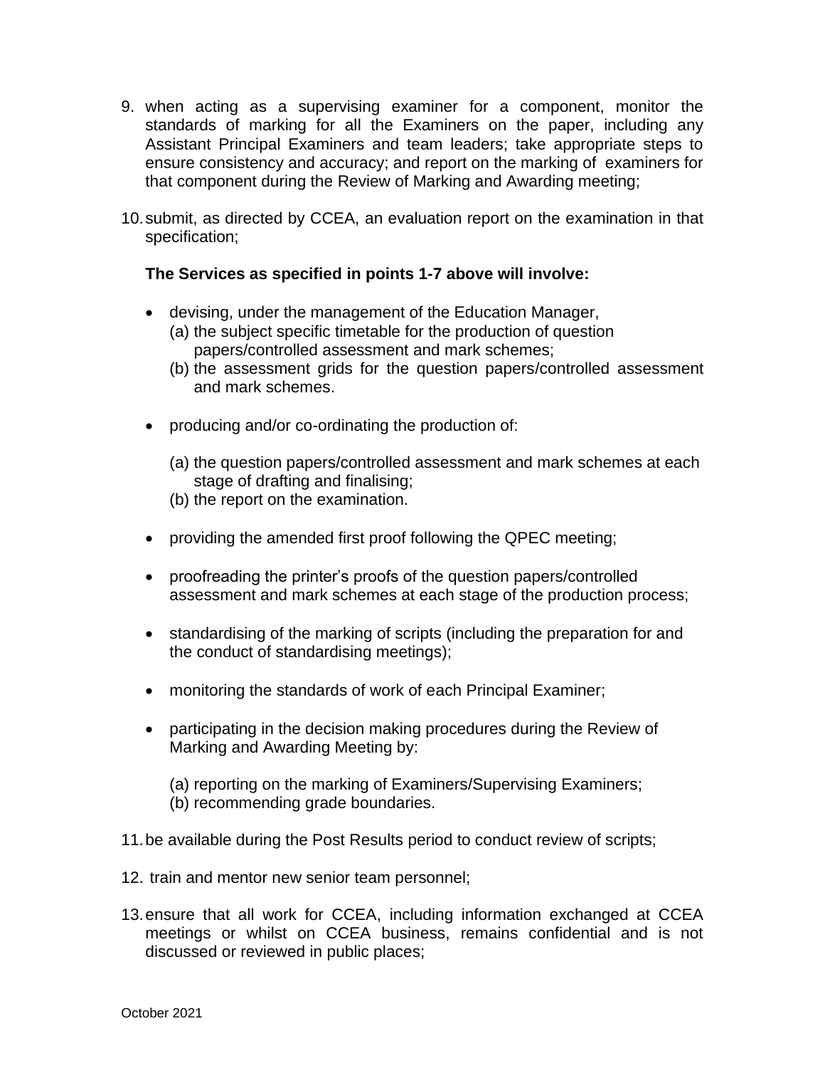9. when acting as a supervising examiner for a component, monitor the standards of marking for all the Examiners on the paper, including any Assistant Principal Examiners and team leaders; take appropriate steps to ensure consistency and accuracy; and report on the marking of examiners for that component during the Review of Marking and Awarding meeting;

10. submit, as directed by CCEA, an evaluation report on the examination in that specification;

    **The Services as specified in points 1-7 above will involve:**

    - devising, under the management of the Education Manager,
      (a) the subject specific timetable for the production of question papers/controlled assessment and mark schemes;
      (b) the assessment grids for the question papers/controlled assessment and mark schemes.

    - producing and/or co-ordinating the production of:

      (a) the question papers/controlled assessment and mark schemes at each stage of drafting and finalising;
      (b) the report on the examination.

    - providing the amended first proof following the QPEC meeting;

    - proofreading the printer's proofs of the question papers/controlled assessment and mark schemes at each stage of the production process;

    - standardising of the marking of scripts (including the preparation for and the conduct of standardising meetings);

    - monitoring the standards of work of each Principal Examiner;

    - participating in the decision making procedures during the Review of Marking and Awarding Meeting by:

      (a) reporting on the marking of Examiners/Supervising Examiners;
      (b) recommending grade boundaries.

11. be available during the Post Results period to conduct review of scripts;

12. train and mentor new senior team personnel;

13. ensure that all work for CCEA, including information exchanged at CCEA meetings or whilst on CCEA business, remains confidential and is not discussed or reviewed in public places;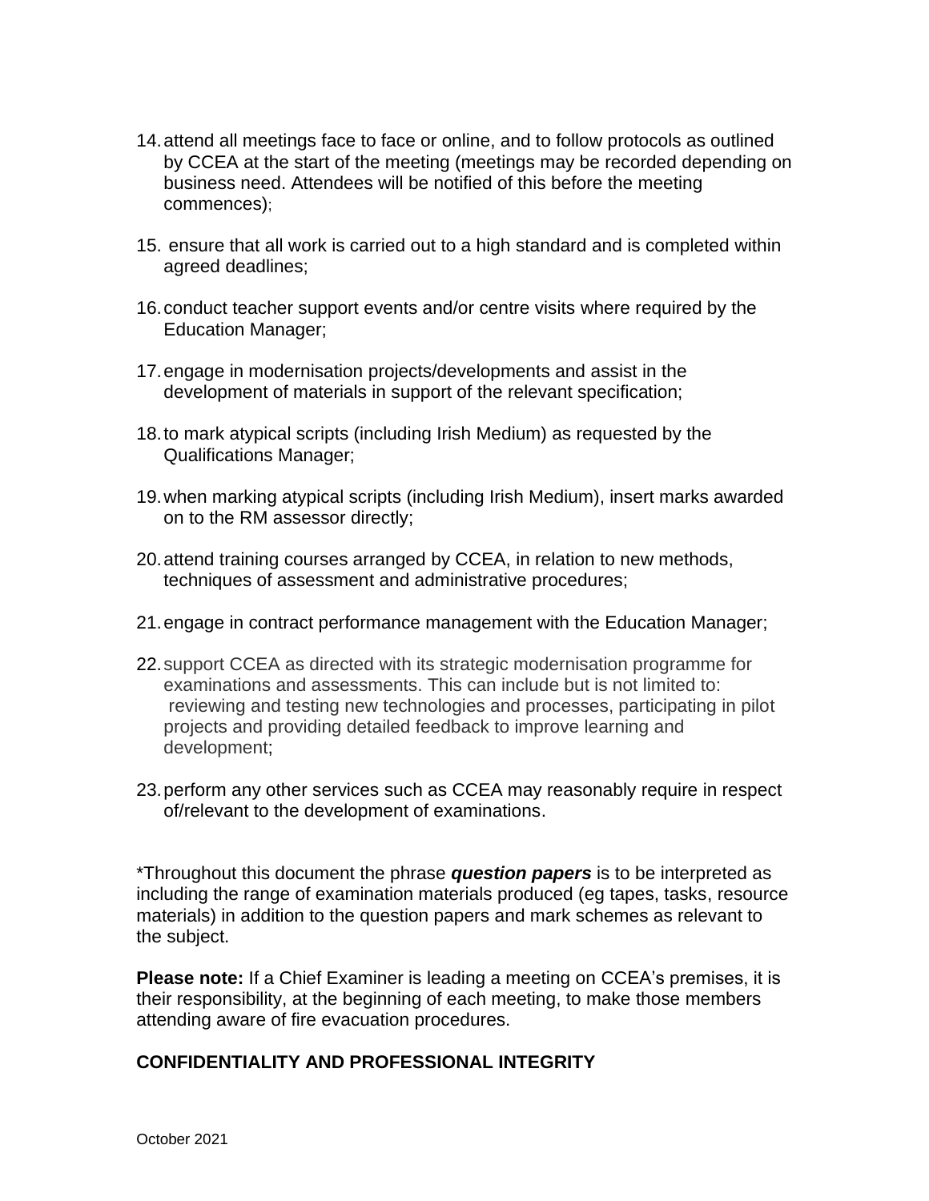14. attend all meetings face to face or online, and to follow protocols as outlined by CCEA at the start of the meeting (meetings may be recorded depending on business need. Attendees will be notified of this before the meeting commences);

15. ensure that all work is carried out to a high standard and is completed within agreed deadlines;

16. conduct teacher support events and/or centre visits where required by the Education Manager;

17. engage in modernisation projects/developments and assist in the development of materials in support of the relevant specification;

18. to mark atypical scripts (including Irish Medium) as requested by the Qualifications Manager;

19. when marking atypical scripts (including Irish Medium), insert marks awarded on to the RM assessor directly;

20. attend training courses arranged by CCEA, in relation to new methods, techniques of assessment and administrative procedures;

21. engage in contract performance management with the Education Manager;

22. support CCEA as directed with its strategic modernisation programme for examinations and assessments. This can include but is not limited to: reviewing and testing new technologies and processes, participating in pilot projects and providing detailed feedback to improve learning and development;

23. perform any other services such as CCEA may reasonably require in respect of/relevant to the development of examinations.

*Throughout this document the phrase ***question papers*** is to be interpreted as including the range of examination materials produced (eg tapes, tasks, resource materials) in addition to the question papers and mark schemes as relevant to the subject.

**Please note:** If a Chief Examiner is leading a meeting on CCEA's premises, it is their responsibility, at the beginning of each meeting, to make those members attending aware of fire evacuation procedures.

**CONFIDENTIALITY AND PROFESSIONAL INTEGRITY**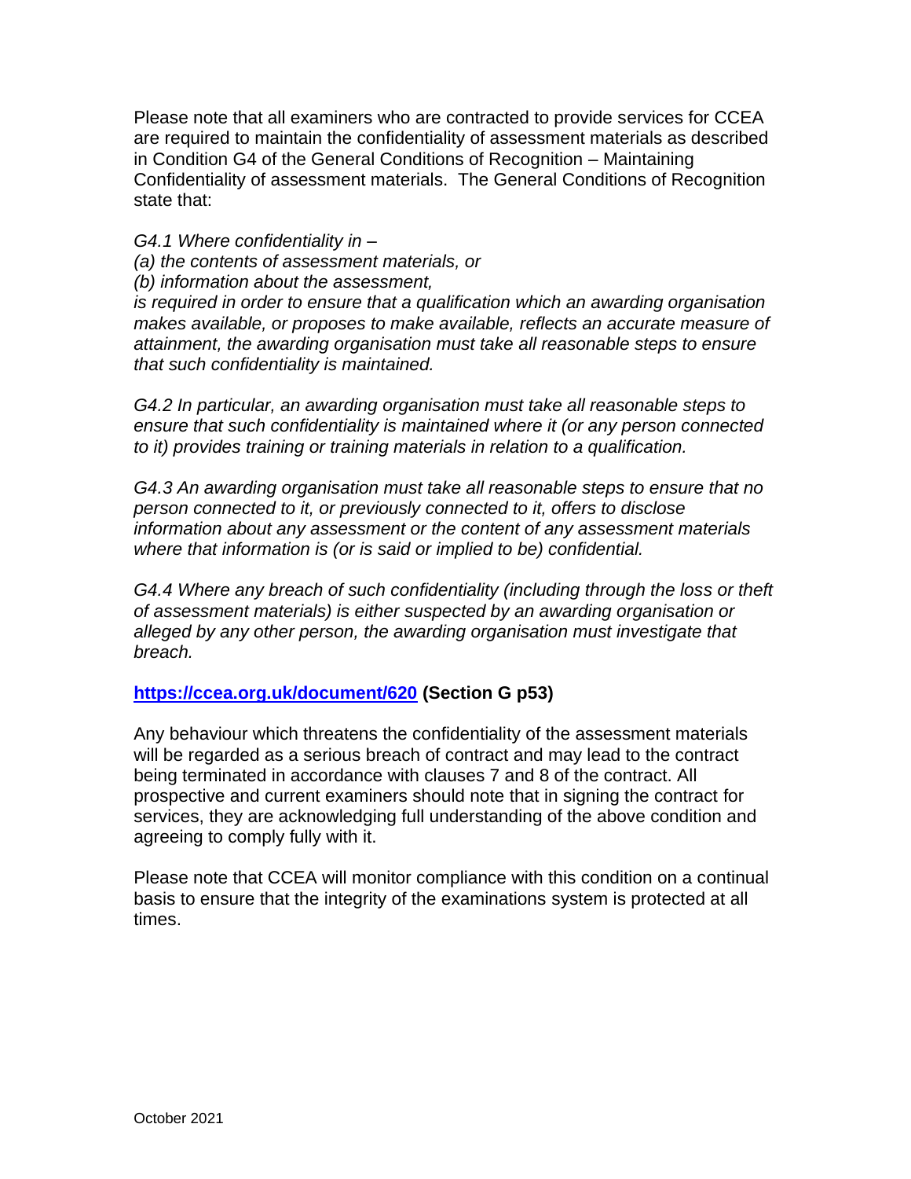Please note that all examiners who are contracted to provide services for CCEA are required to maintain the confidentiality of assessment materials as described in Condition G4 of the General Conditions of Recognition – Maintaining Confidentiality of assessment materials. The General Conditions of Recognition state that:

*G4.1 Where confidentiality in –*
*(a) the contents of assessment materials, or*
*(b) information about the assessment,*
*is required in order to ensure that a qualification which an awarding organisation makes available, or proposes to make available, reflects an accurate measure of attainment, the awarding organisation must take all reasonable steps to ensure that such confidentiality is maintained.*

*G4.2 In particular, an awarding organisation must take all reasonable steps to ensure that such confidentiality is maintained where it (or any person connected to it) provides training or training materials in relation to a qualification.*

*G4.3 An awarding organisation must take all reasonable steps to ensure that no person connected to it, or previously connected to it, offers to disclose information about any assessment or the content of any assessment materials where that information is (or is said or implied to be) confidential.*

*G4.4 Where any breach of such confidentiality (including through the loss or theft of assessment materials) is either suspected by an awarding organisation or alleged by any other person, the awarding organisation must investigate that breach.*

**https://ccea.org.uk/document/620 (Section G p53)**

Any behaviour which threatens the confidentiality of the assessment materials will be regarded as a serious breach of contract and may lead to the contract being terminated in accordance with clauses 7 and 8 of the contract. All prospective and current examiners should note that in signing the contract for services, they are acknowledging full understanding of the above condition and agreeing to comply fully with it.

Please note that CCEA will monitor compliance with this condition on a continual basis to ensure that the integrity of the examinations system is protected at all times.

October 2021